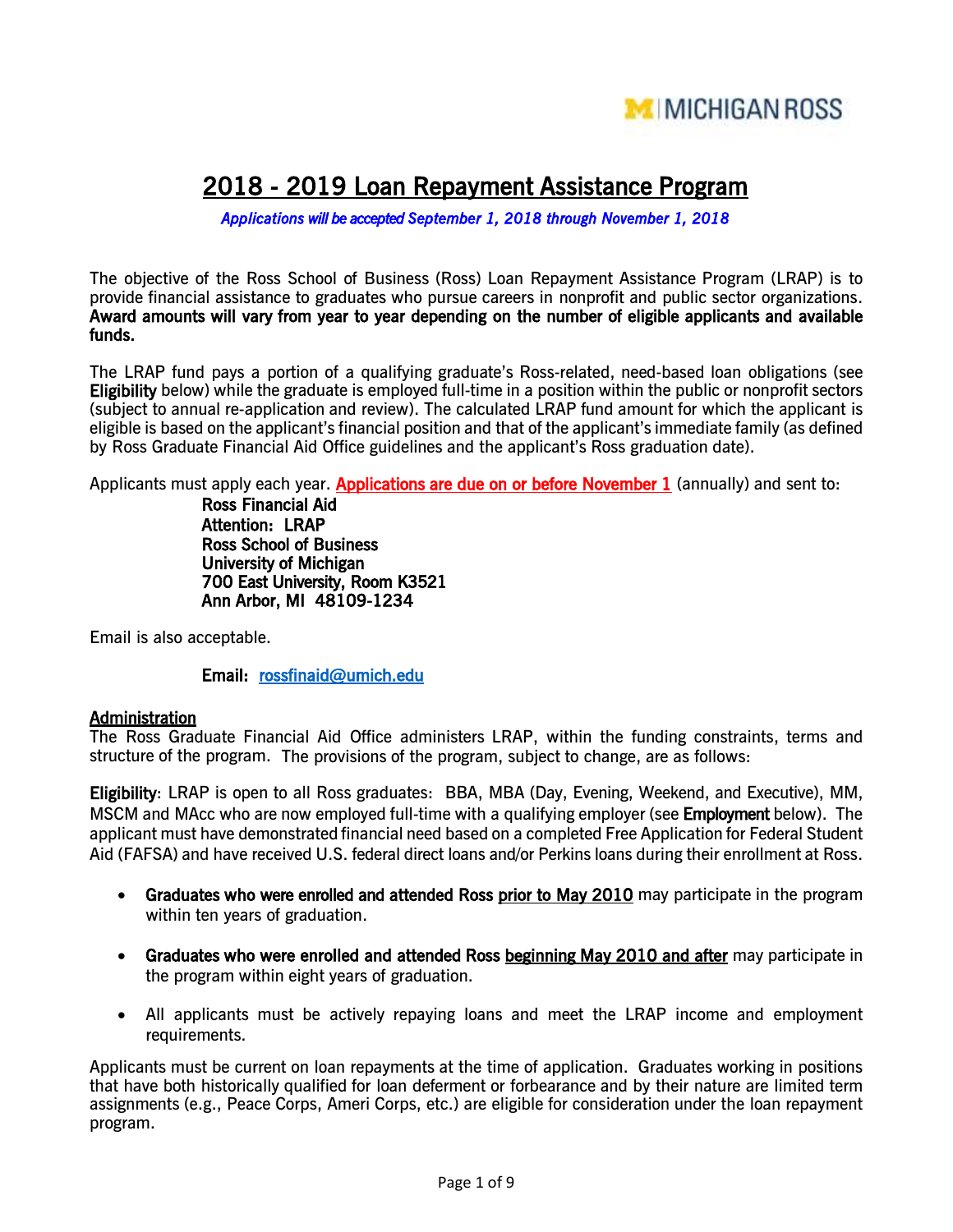MICHIGAN ROSS

# 2018 - 2019 Loan Repayment Assistance Program

*Applications will be accepted September 1, 2018 through November 1, 2018*

The objective of the Ross School of Business (Ross) Loan Repayment Assistance Program (LRAP) is to provide financial assistance to graduates who pursue careers in nonprofit and public sector organizations. **Award amounts will vary from year to year depending on the number of eligible applicants and available funds.**

The LRAP fund pays a portion of a qualifying graduate's Ross-related, need-based loan obligations (see **Eligibility** below) while the graduate is employed full-time in a position within the public or nonprofit sectors (subject to annual re-application and review). The calculated LRAP fund amount for which the applicant is eligible is based on the applicant's financial position and that of the applicant's immediate family (as defined by Ross Graduate Financial Aid Office guidelines and the applicant's Ross graduation date).

Applicants must apply each year. **Applications are due on or before November 1** (annually) and sent to:

**Ross Financial Aid**
**Attention: LRAP**
**Ross School of Business**
**University of Michigan**
**700 East University, Room K3521**
**Ann Arbor, MI 48109-1234**

Email is also acceptable.

**Email:** rossfinaid@umich.edu

## Administration

The Ross Graduate Financial Aid Office administers LRAP, within the funding constraints, terms and structure of the program. The provisions of the program, subject to change, are as follows:

**Eligibility**: LRAP is open to all Ross graduates: BBA, MBA (Day, Evening, Weekend, and Executive), MM, MSCM and MAcc who are now employed full-time with a qualifying employer (see **Employment** below). The applicant must have demonstrated financial need based on a completed Free Application for Federal Student Aid (FAFSA) and have received U.S. federal direct loans and/or Perkins loans during their enrollment at Ross.

- **Graduates who were enrolled and attended Ross prior to May 2010** may participate in the program within ten years of graduation.
- **Graduates who were enrolled and attended Ross beginning May 2010 and after** may participate in the program within eight years of graduation.
- All applicants must be actively repaying loans and meet the LRAP income and employment requirements.

Applicants must be current on loan repayments at the time of application. Graduates working in positions that have both historically qualified for loan deferment or forbearance and by their nature are limited term assignments (e.g., Peace Corps, Ameri Corps, etc.) are eligible for consideration under the loan repayment program.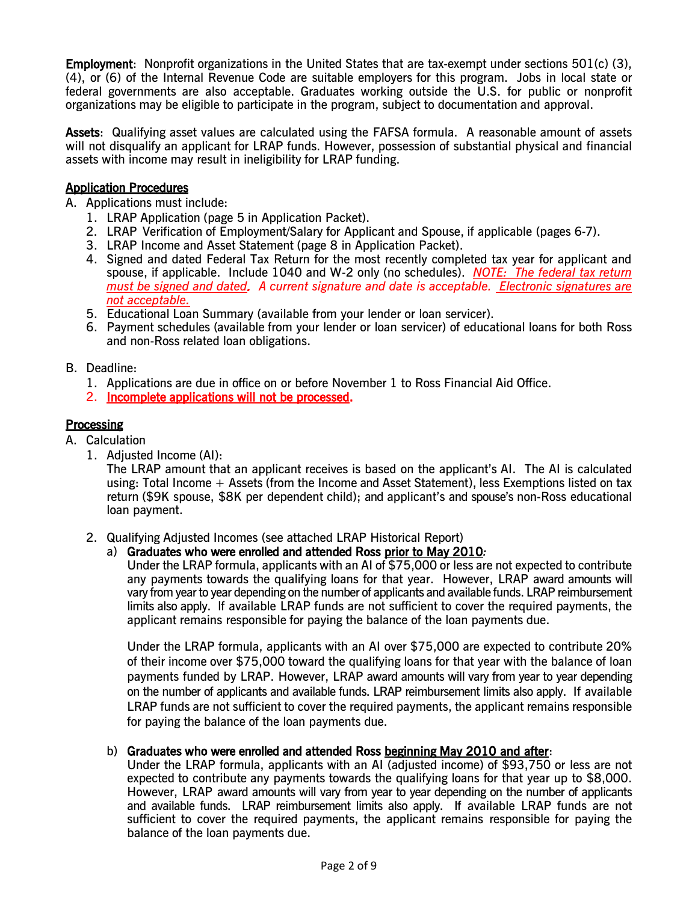**Employment**: Nonprofit organizations in the United States that are tax-exempt under sections 501(c) (3), (4), or (6) of the Internal Revenue Code are suitable employers for this program. Jobs in local state or federal governments are also acceptable. Graduates working outside the U.S. for public or nonprofit organizations may be eligible to participate in the program, subject to documentation and approval.

**Assets**: Qualifying asset values are calculated using the FAFSA formula. A reasonable amount of assets will not disqualify an applicant for LRAP funds. However, possession of substantial physical and financial assets with income may result in ineligibility for LRAP funding.

## Application Procedures

A. Applications must include:
   1. LRAP Application (page 5 in Application Packet).
   2. LRAP Verification of Employment/Salary for Applicant and Spouse, if applicable (pages 6-7).
   3. LRAP Income and Asset Statement (page 8 in Application Packet).
   4. Signed and dated Federal Tax Return for the most recently completed tax year for applicant and spouse, if applicable. Include 1040 and W-2 only (no schedules). *NOTE: The federal tax return must be signed and dated. A current signature and date is acceptable. Electronic signatures are not acceptable.*
   5. Educational Loan Summary (available from your lender or loan servicer).
   6. Payment schedules (available from your lender or loan servicer) of educational loans for both Ross and non-Ross related loan obligations.

B. Deadline:
   1. Applications are due in office on or before November 1 to Ross Financial Aid Office.
   2. **Incomplete applications will not be processed.**

## Processing

A. Calculation
   1. Adjusted Income (AI):
      The LRAP amount that an applicant receives is based on the applicant's AI. The AI is calculated using: Total Income + Assets (from the Income and Asset Statement), less Exemptions listed on tax return ($9K spouse, $8K per dependent child); and applicant's and spouse's non-Ross educational loan payment.

   2. Qualifying Adjusted Incomes (see attached LRAP Historical Report)
      a) **Graduates who were enrolled and attended Ross prior to May 2010**:
         Under the LRAP formula, applicants with an AI of $75,000 or less are not expected to contribute any payments towards the qualifying loans for that year. However, LRAP award amounts will vary from year to year depending on the number of applicants and available funds. LRAP reimbursement limits also apply. If available LRAP funds are not sufficient to cover the required payments, the applicant remains responsible for paying the balance of the loan payments due.

         Under the LRAP formula, applicants with an AI over $75,000 are expected to contribute 20% of their income over $75,000 toward the qualifying loans for that year with the balance of loan payments funded by LRAP. However, LRAP award amounts will vary from year to year depending on the number of applicants and available funds. LRAP reimbursement limits also apply. If available LRAP funds are not sufficient to cover the required payments, the applicant remains responsible for paying the balance of the loan payments due.

      b) **Graduates who were enrolled and attended Ross beginning May 2010 and after**:
         Under the LRAP formula, applicants with an AI (adjusted income) of $93,750 or less are not expected to contribute any payments towards the qualifying loans for that year up to $8,000. However, LRAP award amounts will vary from year to year depending on the number of applicants and available funds. LRAP reimbursement limits also apply. If available LRAP funds are not sufficient to cover the required payments, the applicant remains responsible for paying the balance of the loan payments due.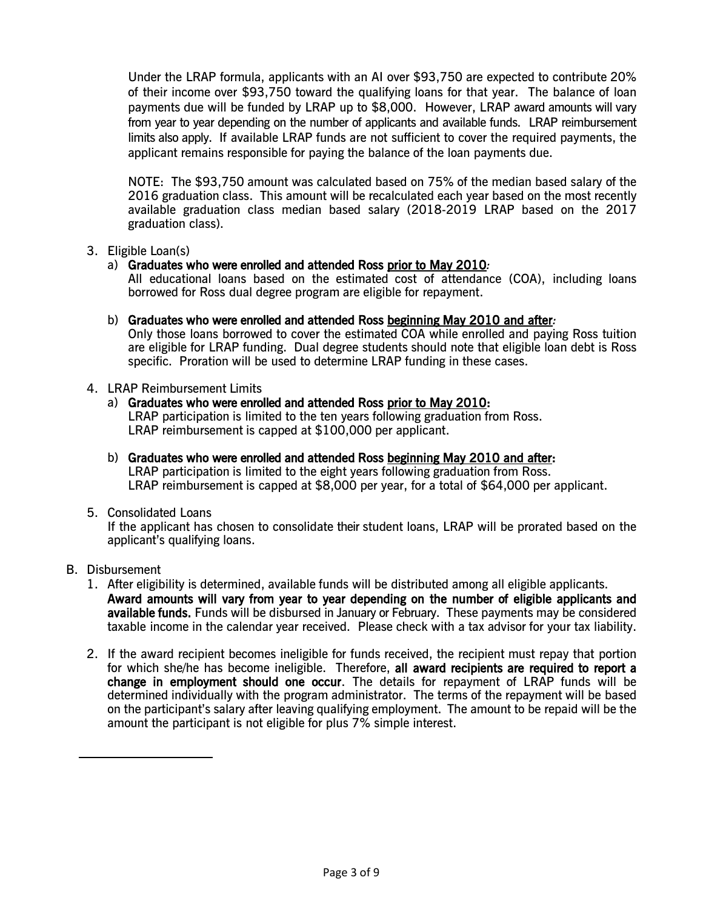Under the LRAP formula, applicants with an AI over $93,750 are expected to contribute 20% of their income over $93,750 toward the qualifying loans for that year. The balance of loan payments due will be funded by LRAP up to $8,000. However, LRAP award amounts will vary from year to year depending on the number of applicants and available funds. LRAP reimbursement limits also apply. If available LRAP funds are not sufficient to cover the required payments, the applicant remains responsible for paying the balance of the loan payments due.

NOTE: The $93,750 amount was calculated based on 75% of the median based salary of the 2016 graduation class. This amount will be recalculated each year based on the most recently available graduation class median based salary (2018-2019 LRAP based on the 2017 graduation class).

3. Eligible Loan(s)
   a) **Graduates who were enrolled and attended Ross <u>prior to May 2010</u>:**
      All educational loans based on the estimated cost of attendance (COA), including loans borrowed for Ross dual degree program are eligible for repayment.

   b) **Graduates who were enrolled and attended Ross <u>beginning May 2010 and after</u>:**
      Only those loans borrowed to cover the estimated COA while enrolled and paying Ross tuition are eligible for LRAP funding. Dual degree students should note that eligible loan debt is Ross specific. Proration will be used to determine LRAP funding in these cases.

4. LRAP Reimbursement Limits
   a) **Graduates who were enrolled and attended Ross <u>prior to May 2010</u>:**
      LRAP participation is limited to the ten years following graduation from Ross.
      LRAP reimbursement is capped at $100,000 per applicant.

   b) **Graduates who were enrolled and attended Ross <u>beginning May 2010 and after</u>:**
      LRAP participation is limited to the eight years following graduation from Ross.
      LRAP reimbursement is capped at $8,000 per year, for a total of $64,000 per applicant.

5. Consolidated Loans
   If the applicant has chosen to consolidate their student loans, LRAP will be prorated based on the applicant's qualifying loans.

B. Disbursement
   1. After eligibility is determined, available funds will be distributed among all eligible applicants. **Award amounts will vary from year to year depending on the number of eligible applicants and available funds.** Funds will be disbursed in January or February. These payments may be considered taxable income in the calendar year received. Please check with a tax advisor for your tax liability.

   2. If the award recipient becomes ineligible for funds received, the recipient must repay that portion for which she/he has become ineligible. Therefore, **all award recipients are required to report a change in employment should one occur**. The details for repayment of LRAP funds will be determined individually with the program administrator. The terms of the repayment will be based on the participant's salary after leaving qualifying employment. The amount to be repaid will be the amount the participant is not eligible for plus 7% simple interest.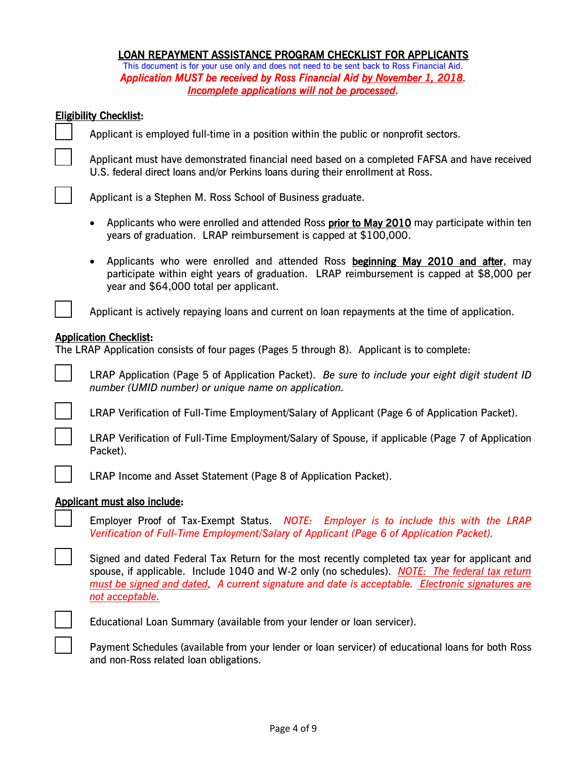## LOAN REPAYMENT ASSISTANCE PROGRAM CHECKLIST FOR APPLICANTS

This document is for your use only and does not need to be sent back to Ross Financial Aid.

***Application MUST be received by Ross Financial Aid by November 1, 2018.***

***Incomplete applications will not be processed.***

### Eligibility Checklist:

- [ ] Applicant is employed full-time in a position within the public or nonprofit sectors.
- [ ] Applicant must have demonstrated financial need based on a completed FAFSA and have received U.S. federal direct loans and/or Perkins loans during their enrollment at Ross.
- [ ] Applicant is a Stephen M. Ross School of Business graduate.
  - Applicants who were enrolled and attended Ross **prior to May 2010** may participate within ten years of graduation. LRAP reimbursement is capped at $100,000.
  - Applicants who were enrolled and attended Ross **beginning May 2010 and after**, may participate within eight years of graduation. LRAP reimbursement is capped at $8,000 per year and $64,000 total per applicant.
- [ ] Applicant is actively repaying loans and current on loan repayments at the time of application.

### Application Checklist:

The LRAP Application consists of four pages (Pages 5 through 8). Applicant is to complete:

- [ ] LRAP Application (Page 5 of Application Packet). *Be sure to include your eight digit student ID number (UMID number) or unique name on application.*
- [ ] LRAP Verification of Full-Time Employment/Salary of Applicant (Page 6 of Application Packet).
- [ ] LRAP Verification of Full-Time Employment/Salary of Spouse, if applicable (Page 7 of Application Packet).
- [ ] LRAP Income and Asset Statement (Page 8 of Application Packet).

### Applicant must also include:

- [ ] Employer Proof of Tax-Exempt Status. *NOTE: Employer is to include this with the LRAP Verification of Full-Time Employment/Salary of Applicant (Page 6 of Application Packet).*
- [ ] Signed and dated Federal Tax Return for the most recently completed tax year for applicant and spouse, if applicable. Include 1040 and W-2 only (no schedules). *NOTE: The federal tax return must be signed and dated. A current signature and date is acceptable. Electronic signatures are not acceptable.*
- [ ] Educational Loan Summary (available from your lender or loan servicer).
- [ ] Payment Schedules (available from your lender or loan servicer) of educational loans for both Ross and non-Ross related loan obligations.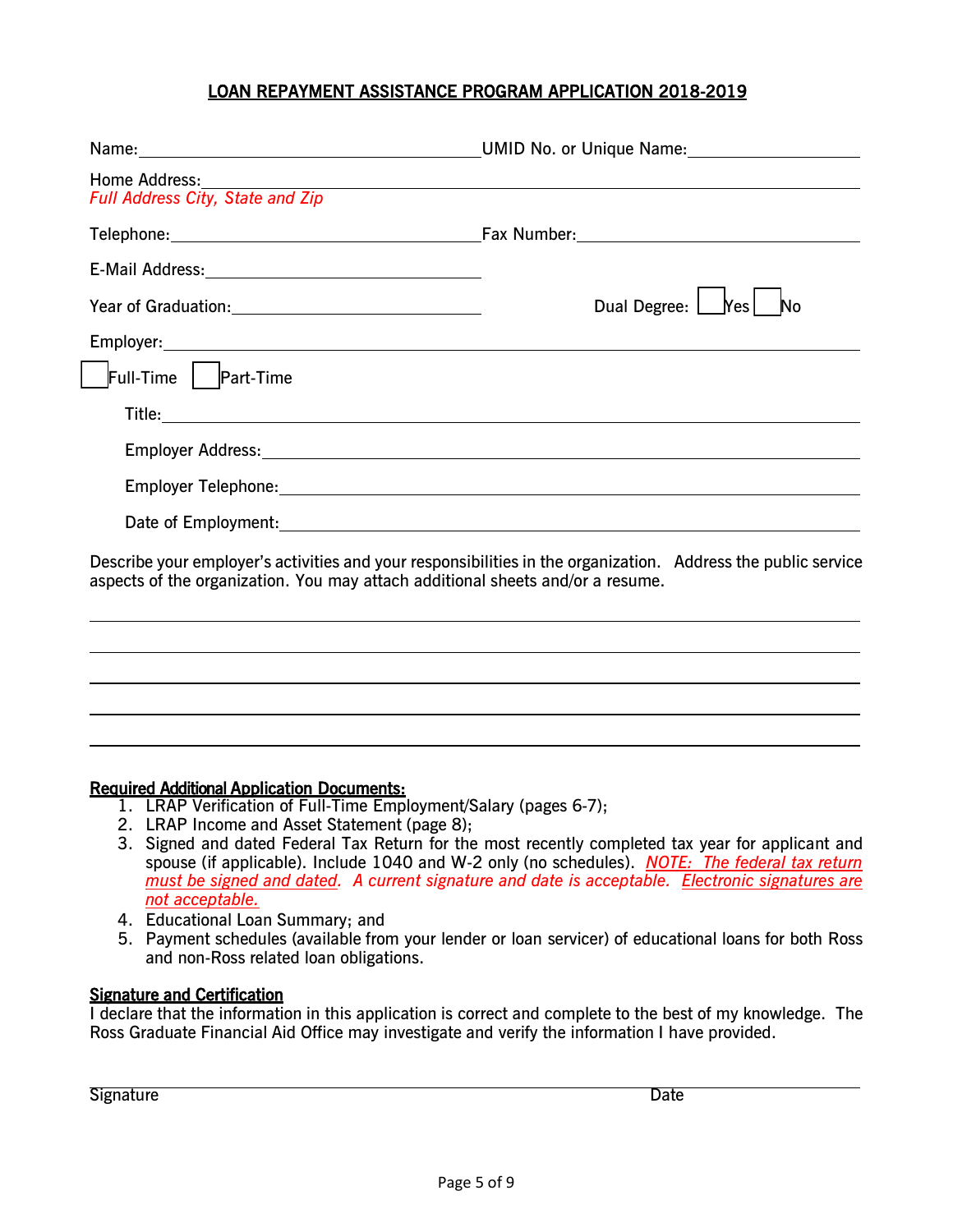## LOAN REPAYMENT ASSISTANCE PROGRAM APPLICATION 2018-2019

Name: ______________________ UMID No. or Unique Name: ______________________

Home Address: ______________________

*Full Address City, State and Zip*

Telephone: ______________________ Fax Number: ______________________

E-Mail Address: ______________________

Year of Graduation: ______________________ Dual Degree: ☐ Yes ☐ No

Employer: ______________________

☐ Full-Time ☐ Part-Time

Title: ______________________

Employer Address: ______________________

Employer Telephone: ______________________

Date of Employment: ______________________

Describe your employer's activities and your responsibilities in the organization. Address the public service aspects of the organization. You may attach additional sheets and/or a resume.

______________________

______________________

______________________

______________________

______________________

**Required Additional Application Documents:**

1. LRAP Verification of Full-Time Employment/Salary (pages 6-7);
2. LRAP Income and Asset Statement (page 8);
3. Signed and dated Federal Tax Return for the most recently completed tax year for applicant and spouse (if applicable). Include 1040 and W-2 only (no schedules). *NOTE: The federal tax return must be signed and dated. A current signature and date is acceptable. Electronic signatures are not acceptable.*
4. Educational Loan Summary; and
5. Payment schedules (available from your lender or loan servicer) of educational loans for both Ross and non-Ross related loan obligations.

**Signature and Certification**

I declare that the information in this application is correct and complete to the best of my knowledge. The Ross Graduate Financial Aid Office may investigate and verify the information I have provided.

______________________________________________

Signature Date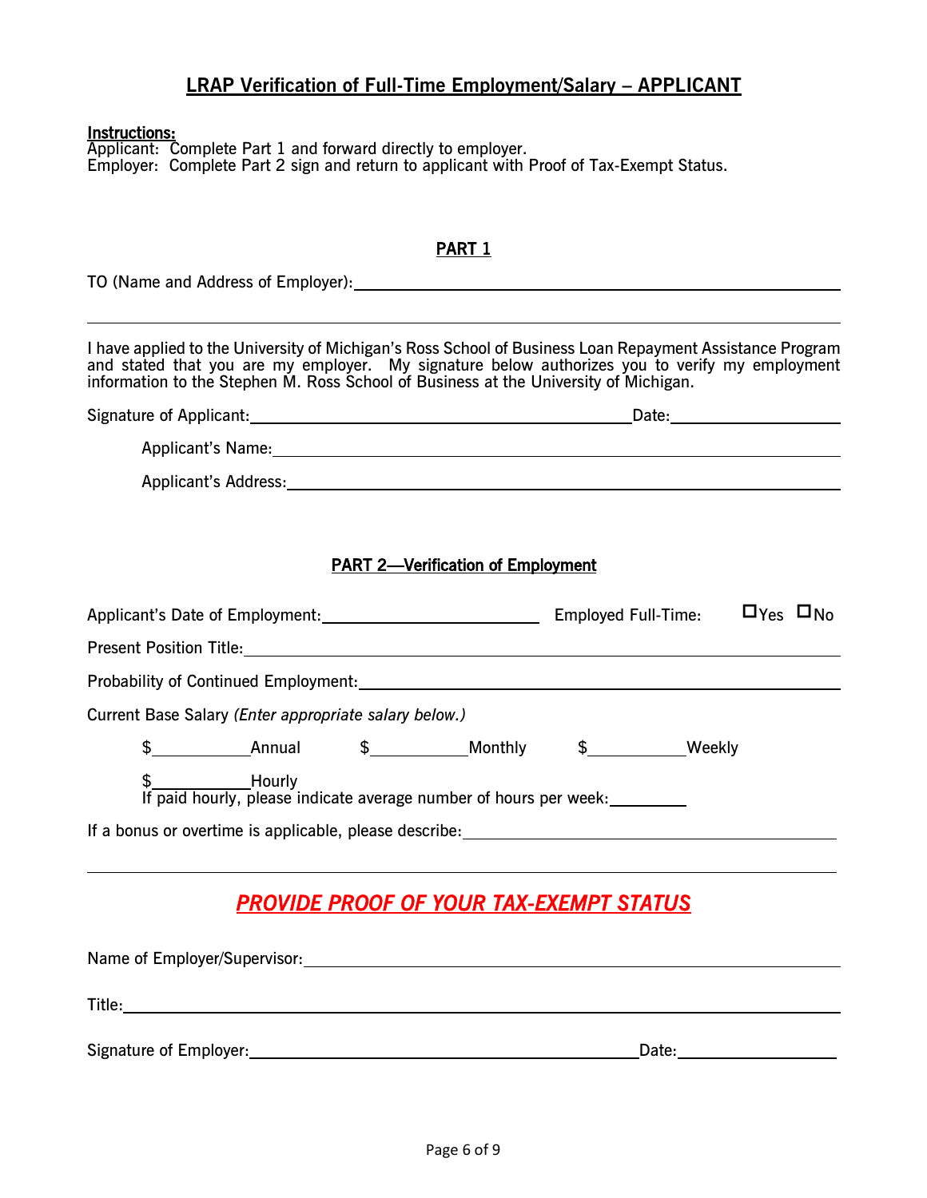## LRAP Verification of Full-Time Employment/Salary – APPLICANT

**Instructions:**
Applicant: Complete Part 1 and forward directly to employer.
Employer: Complete Part 2 sign and return to applicant with Proof of Tax-Exempt Status.

### PART 1

TO (Name and Address of Employer): ______________________________________________

______________________________________________________________________________

I have applied to the University of Michigan's Ross School of Business Loan Repayment Assistance Program and stated that you are my employer. My signature below authorizes you to verify my employment information to the Stephen M. Ross School of Business at the University of Michigan.

Signature of Applicant: ____________________________________ Date: ________________

Applicant's Name: ________________________________________________________

Applicant's Address: ______________________________________________________

### PART 2—Verification of Employment

Applicant's Date of Employment: ____________________ Employed Full-Time: ☐ Yes ☐ No

Present Position Title: ______________________________________________________

Probability of Continued Employment: __________________________________________

Current Base Salary *(Enter appropriate salary below.)*

$ __________ Annual  $ __________ Monthly  $ __________ Weekly

$ __________ Hourly
If paid hourly, please indicate average number of hours per week: ________

If a bonus or overtime is applicable, please describe: ___________________________________

______________________________________________________________________________

## *PROVIDE PROOF OF YOUR TAX-EXEMPT STATUS*

Name of Employer/Supervisor: ______________________________________________

Title: ____________________________________________________________________

Signature of Employer: ____________________________________ Date: ________________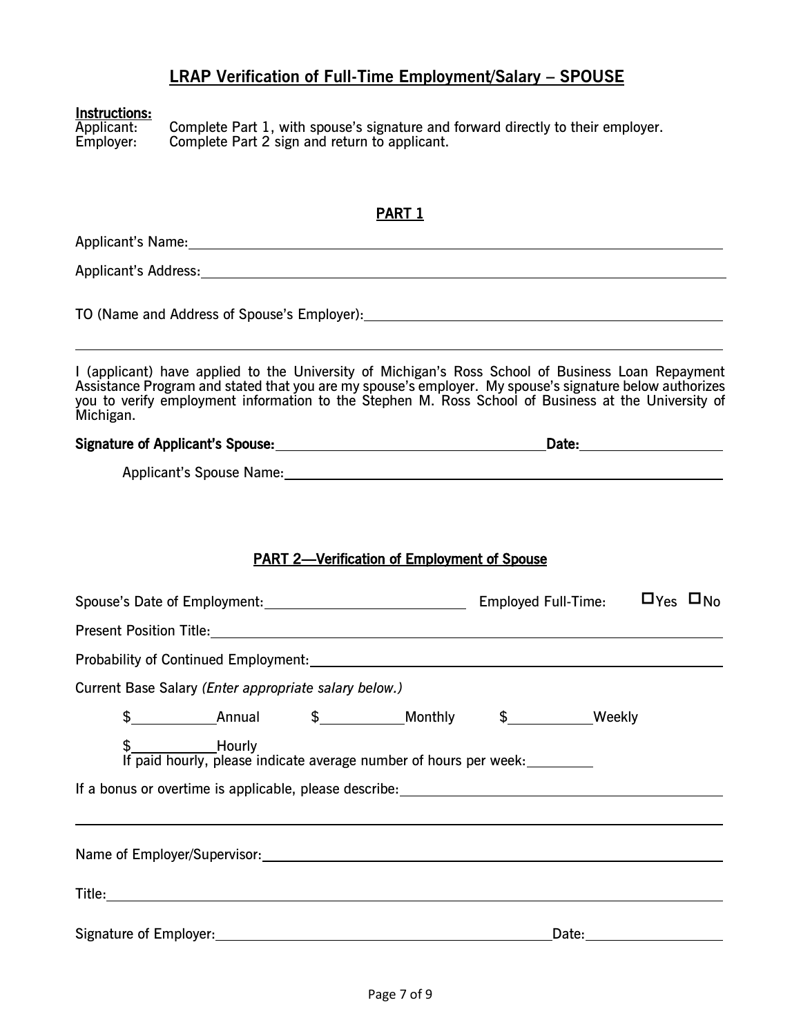## LRAP Verification of Full-Time Employment/Salary – SPOUSE

**Instructions:**
Applicant: Complete Part 1, with spouse's signature and forward directly to their employer.
Employer: Complete Part 2 sign and return to applicant.

### PART 1

Applicant's Name: ______________________________________________

Applicant's Address: ______________________________________________

TO (Name and Address of Spouse's Employer): ______________________________

______________________________________________________________________

I (applicant) have applied to the University of Michigan's Ross School of Business Loan Repayment Assistance Program and stated that you are my spouse's employer. My spouse's signature below authorizes you to verify employment information to the Stephen M. Ross School of Business at the University of Michigan.

**Signature of Applicant's Spouse:** ______________________ **Date:** ____________

Applicant's Spouse Name: ______________________________________________

### PART 2—Verification of Employment of Spouse

Spouse's Date of Employment: ____________________ Employed Full-Time: ☐Yes ☐No

Present Position Title: ______________________________________________

Probability of Continued Employment: ______________________________________

Current Base Salary *(Enter appropriate salary below.)*

$__________ Annual $__________ Monthly $__________ Weekly

$__________ Hourly
If paid hourly, please indicate average number of hours per week: ________

If a bonus or overtime is applicable, please describe: ____________________________

______________________________________________________________________

Name of Employer/Supervisor: ______________________________________________

Title: ______________________________________________

Signature of Employer: ______________________________ Date: ____________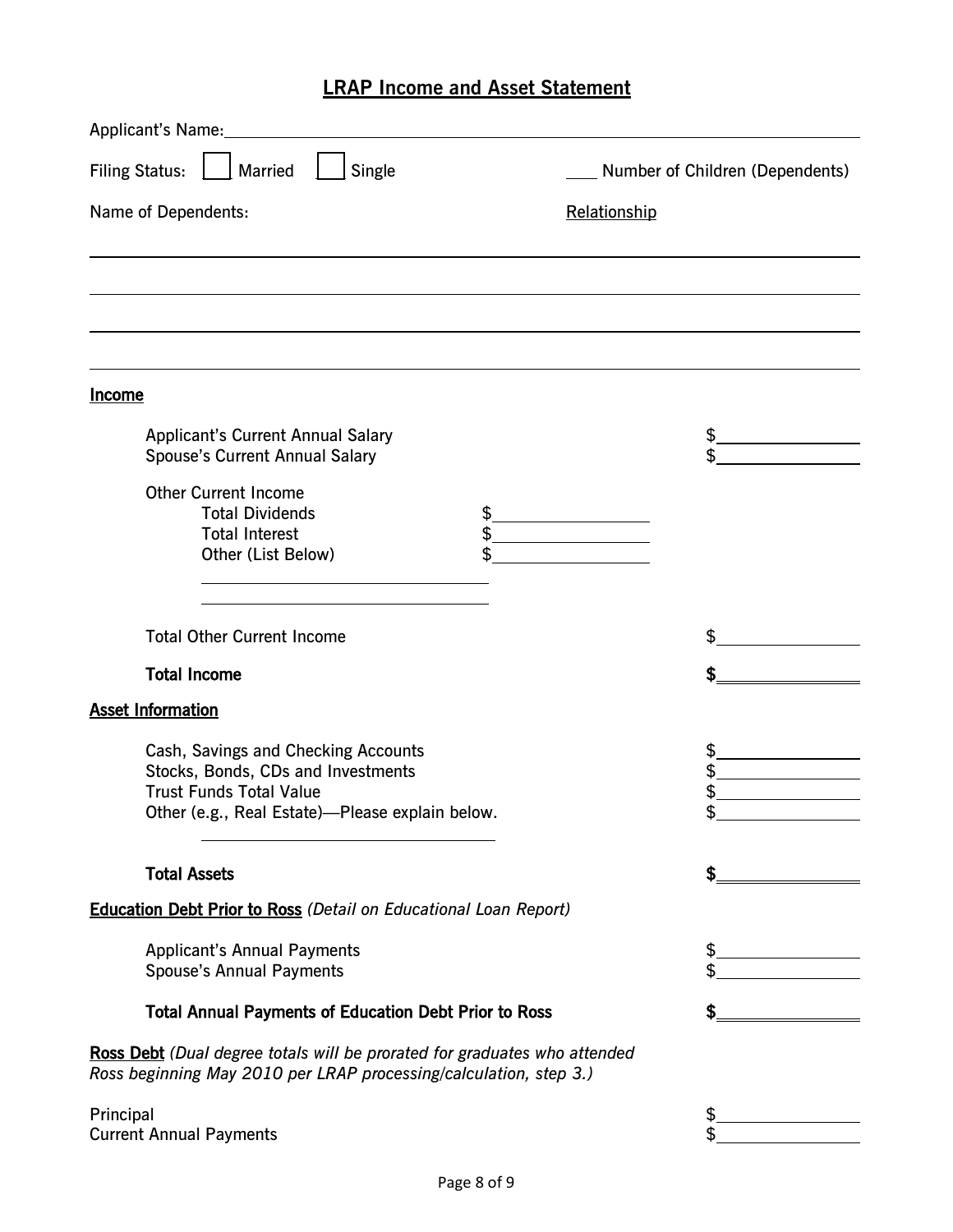# LRAP Income and Asset Statement

Applicant's Name: ______________________________________________

Filing Status: ☐ Married ☐ Single ____ Number of Children (Dependents)

Name of Dependents: Relationship

______________________________________________

______________________________________________

______________________________________________

______________________________________________

## Income

Applicant's Current Annual Salary $__________

Spouse's Current Annual Salary $__________

Other Current Income

- Total Dividends $__________
- Total Interest $__________
- Other (List Below) $__________

______________________

______________________

Total Other Current Income $__________

**Total Income** **$__________**

## Asset Information

Cash, Savings and Checking Accounts $__________

Stocks, Bonds, CDs and Investments $__________

Trust Funds Total Value $__________

Other (e.g., Real Estate)—Please explain below. $__________

______________________

**Total Assets** **$__________**

## Education Debt Prior to Ross *(Detail on Educational Loan Report)*

Applicant's Annual Payments $__________

Spouse's Annual Payments $__________

**Total Annual Payments of Education Debt Prior to Ross** **$__________**

## Ross Debt *(Dual degree totals will be prorated for graduates who attended Ross beginning May 2010 per LRAP processing/calculation, step 3.)*

Principal $__________

Current Annual Payments $__________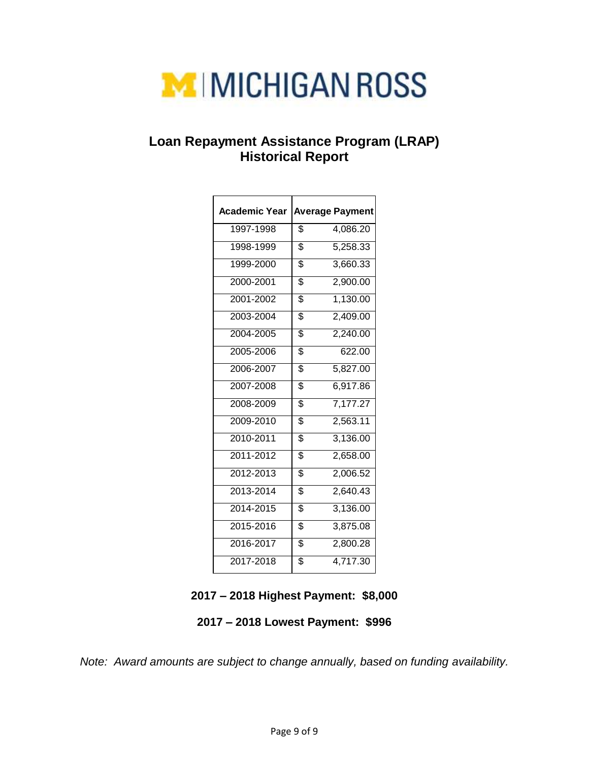# MICHIGAN ROSS

## Loan Repayment Assistance Program (LRAP) Historical Report

| Academic Year | Average Payment |
|---|---|
| 1997-1998 | $ 4,086.20 |
| 1998-1999 | $ 5,258.33 |
| 1999-2000 | $ 3,660.33 |
| 2000-2001 | $ 2,900.00 |
| 2001-2002 | $ 1,130.00 |
| 2003-2004 | $ 2,409.00 |
| 2004-2005 | $ 2,240.00 |
| 2005-2006 | $ 622.00 |
| 2006-2007 | $ 5,827.00 |
| 2007-2008 | $ 6,917.86 |
| 2008-2009 | $ 7,177.27 |
| 2009-2010 | $ 2,563.11 |
| 2010-2011 | $ 3,136.00 |
| 2011-2012 | $ 2,658.00 |
| 2012-2013 | $ 2,006.52 |
| 2013-2014 | $ 2,640.43 |
| 2014-2015 | $ 3,136.00 |
| 2015-2016 | $ 3,875.08 |
| 2016-2017 | $ 2,800.28 |
| 2017-2018 | $ 4,717.30 |

**2017 – 2018 Highest Payment: $8,000**

**2017 – 2018 Lowest Payment: $996**

*Note: Award amounts are subject to change annually, based on funding availability.*